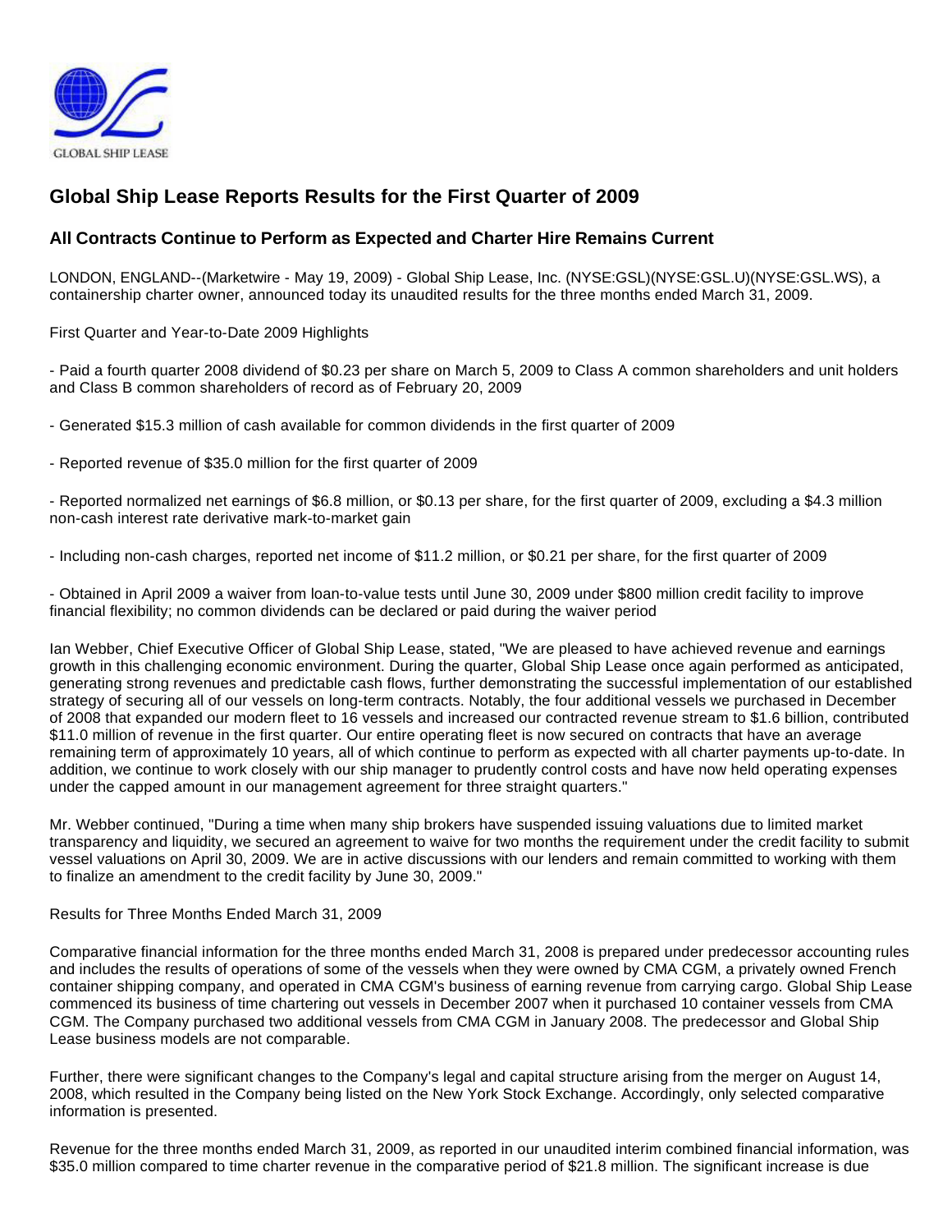GLOBAL SHIP LEASE

# Global Ship Lease Reports Results for the First Quarter of 2009

## All Contracts Continue to Perform as Expected and Charter Hire Remains Current

LONDON, ENGLAND--(Marketwire - May 19, 2009) - Global Ship Lease, Inc. (NYSE:GSL)(NYSE:GSL.U)(NYSE:GSL.WS), a containership charter owner, announced today its unaudited results for the three months ended March 31, 2009.

First Quarter and Year-to-Date 2009 Highlights

- Paid a fourth quarter 2008 dividend of $0.23 per share on March 5, 2009 to Class A common shareholders and unit holders and Class B common shareholders of record as of February 20, 2009

- Generated $15.3 million of cash available for common dividends in the first quarter of 2009

- Reported revenue of $35.0 million for the first quarter of 2009

- Reported normalized net earnings of $6.8 million, or $0.13 per share, for the first quarter of 2009, excluding a $4.3 million non-cash interest rate derivative mark-to-market gain

- Including non-cash charges, reported net income of $11.2 million, or $0.21 per share, for the first quarter of 2009

- Obtained in April 2009 a waiver from loan-to-value tests until June 30, 2009 under $800 million credit facility to improve financial flexibility; no common dividends can be declared or paid during the waiver period

Ian Webber, Chief Executive Officer of Global Ship Lease, stated, "We are pleased to have achieved revenue and earnings growth in this challenging economic environment. During the quarter, Global Ship Lease once again performed as anticipated, generating strong revenues and predictable cash flows, further demonstrating the successful implementation of our established strategy of securing all of our vessels on long-term contracts. Notably, the four additional vessels we purchased in December of 2008 that expanded our modern fleet to 16 vessels and increased our contracted revenue stream to $1.6 billion, contributed $11.0 million of revenue in the first quarter. Our entire operating fleet is now secured on contracts that have an average remaining term of approximately 10 years, all of which continue to perform as expected with all charter payments up-to-date. In addition, we continue to work closely with our ship manager to prudently control costs and have now held operating expenses under the capped amount in our management agreement for three straight quarters."

Mr. Webber continued, "During a time when many ship brokers have suspended issuing valuations due to limited market transparency and liquidity, we secured an agreement to waive for two months the requirement under the credit facility to submit vessel valuations on April 30, 2009. We are in active discussions with our lenders and remain committed to working with them to finalize an amendment to the credit facility by June 30, 2009."

Results for Three Months Ended March 31, 2009

Comparative financial information for the three months ended March 31, 2008 is prepared under predecessor accounting rules and includes the results of operations of some of the vessels when they were owned by CMA CGM, a privately owned French container shipping company, and operated in CMA CGM's business of earning revenue from carrying cargo. Global Ship Lease commenced its business of time chartering out vessels in December 2007 when it purchased 10 container vessels from CMA CGM. The Company purchased two additional vessels from CMA CGM in January 2008. The predecessor and Global Ship Lease business models are not comparable.

Further, there were significant changes to the Company's legal and capital structure arising from the merger on August 14, 2008, which resulted in the Company being listed on the New York Stock Exchange. Accordingly, only selected comparative information is presented.

Revenue for the three months ended March 31, 2009, as reported in our unaudited interim combined financial information, was $35.0 million compared to time charter revenue in the comparative period of $21.8 million. The significant increase is due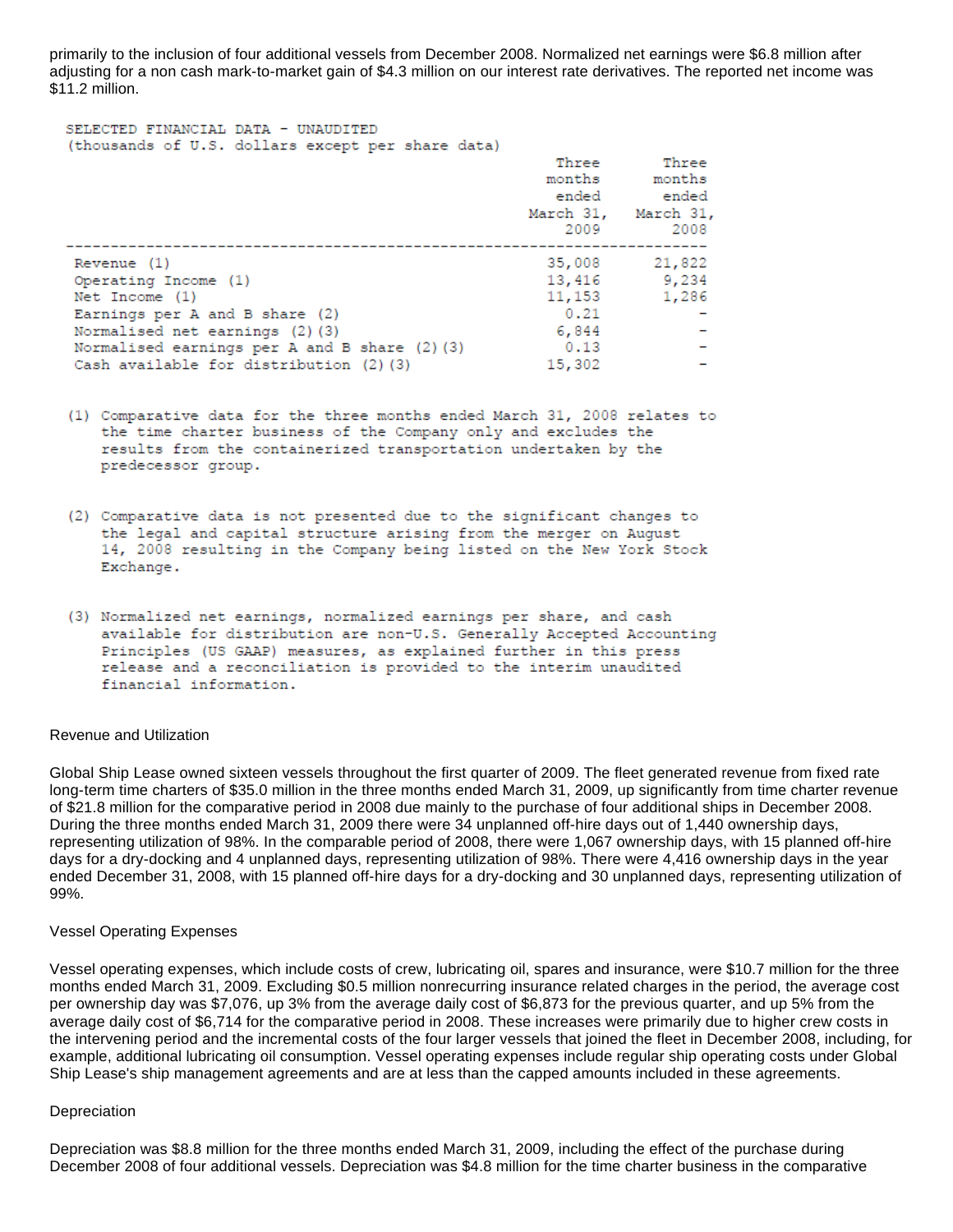primarily to the inclusion of four additional vessels from December 2008. Normalized net earnings were $6.8 million after adjusting for a non cash mark-to-market gain of $4.3 million on our interest rate derivatives. The reported net income was $11.2 million.

SELECTED FINANCIAL DATA - UNAUDITED
(thousands of U.S. dollars except per share data)

| | Three months ended March 31, 2009 | Three months ended March 31, 2008 |
|---|---|---|
| Revenue (1) | 35,008 | 21,822 |
| Operating Income (1) | 13,416 | 9,234 |
| Net Income (1) | 11,153 | 1,286 |
| Earnings per A and B share (2) | 0.21 | - |
| Normalised net earnings (2)(3) | 6,844 | - |
| Normalised earnings per A and B share (2)(3) | 0.13 | - |
| Cash available for distribution (2)(3) | 15,302 | - |

(1) Comparative data for the three months ended March 31, 2008 relates to the time charter business of the Company only and excludes the results from the containerized transportation undertaken by the predecessor group.

(2) Comparative data is not presented due to the significant changes to the legal and capital structure arising from the merger on August 14, 2008 resulting in the Company being listed on the New York Stock Exchange.

(3) Normalized net earnings, normalized earnings per share, and cash available for distribution are non-U.S. Generally Accepted Accounting Principles (US GAAP) measures, as explained further in this press release and a reconciliation is provided to the interim unaudited financial information.

Revenue and Utilization

Global Ship Lease owned sixteen vessels throughout the first quarter of 2009. The fleet generated revenue from fixed rate long-term time charters of $35.0 million in the three months ended March 31, 2009, up significantly from time charter revenue of $21.8 million for the comparative period in 2008 due mainly to the purchase of four additional ships in December 2008. During the three months ended March 31, 2009 there were 34 unplanned off-hire days out of 1,440 ownership days, representing utilization of 98%. In the comparable period of 2008, there were 1,067 ownership days, with 15 planned off-hire days for a dry-docking and 4 unplanned days, representing utilization of 98%. There were 4,416 ownership days in the year ended December 31, 2008, with 15 planned off-hire days for a dry-docking and 30 unplanned days, representing utilization of 99%.

Vessel Operating Expenses

Vessel operating expenses, which include costs of crew, lubricating oil, spares and insurance, were $10.7 million for the three months ended March 31, 2009. Excluding $0.5 million nonrecurring insurance related charges in the period, the average cost per ownership day was $7,076, up 3% from the average daily cost of $6,873 for the previous quarter, and up 5% from the average daily cost of $6,714 for the comparative period in 2008. These increases were primarily due to higher crew costs in the intervening period and the incremental costs of the four larger vessels that joined the fleet in December 2008, including, for example, additional lubricating oil consumption. Vessel operating expenses include regular ship operating costs under Global Ship Lease's ship management agreements and are at less than the capped amounts included in these agreements.

Depreciation

Depreciation was $8.8 million for the three months ended March 31, 2009, including the effect of the purchase during December 2008 of four additional vessels. Depreciation was $4.8 million for the time charter business in the comparative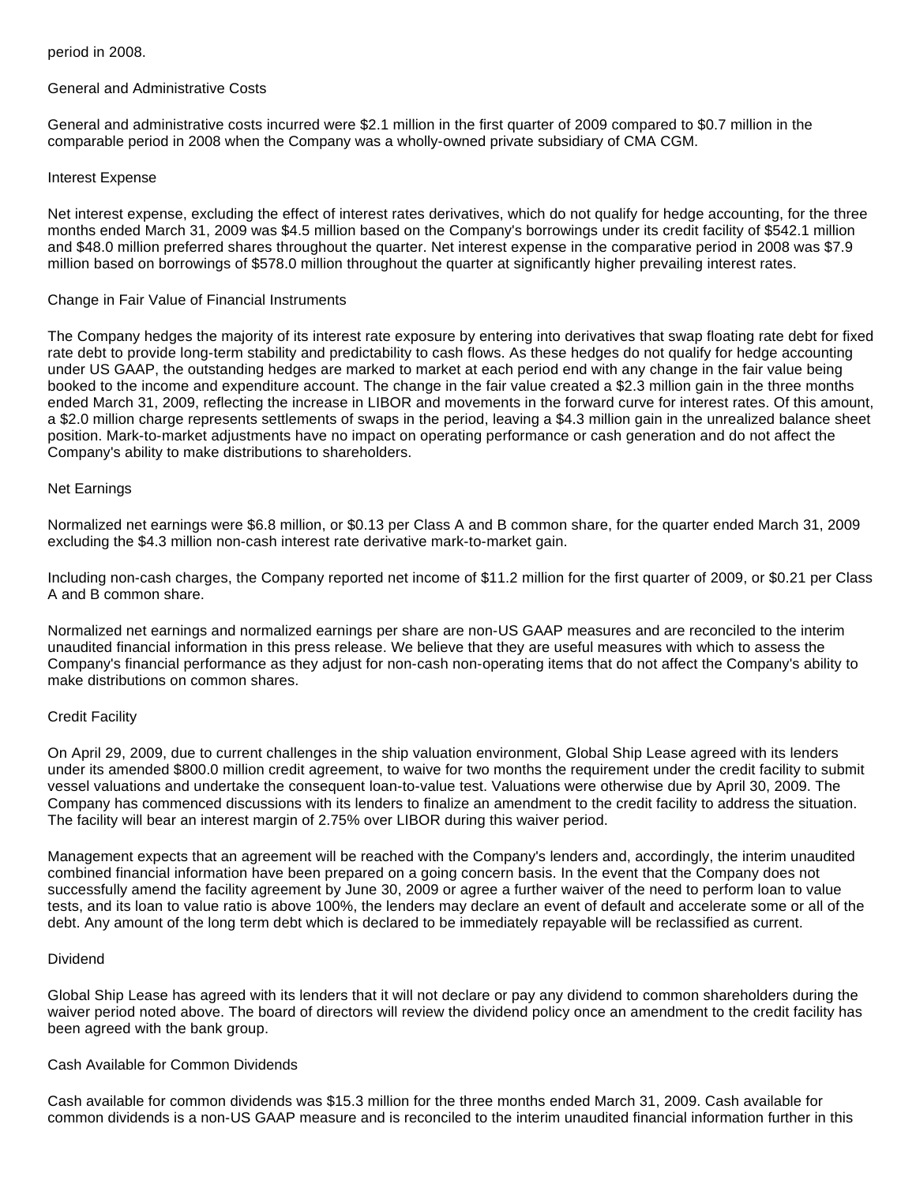period in 2008.

## General and Administrative Costs

General and administrative costs incurred were $2.1 million in the first quarter of 2009 compared to $0.7 million in the comparable period in 2008 when the Company was a wholly-owned private subsidiary of CMA CGM.

## Interest Expense

Net interest expense, excluding the effect of interest rates derivatives, which do not qualify for hedge accounting, for the three months ended March 31, 2009 was $4.5 million based on the Company's borrowings under its credit facility of $542.1 million and $48.0 million preferred shares throughout the quarter. Net interest expense in the comparative period in 2008 was $7.9 million based on borrowings of $578.0 million throughout the quarter at significantly higher prevailing interest rates.

## Change in Fair Value of Financial Instruments

The Company hedges the majority of its interest rate exposure by entering into derivatives that swap floating rate debt for fixed rate debt to provide long-term stability and predictability to cash flows. As these hedges do not qualify for hedge accounting under US GAAP, the outstanding hedges are marked to market at each period end with any change in the fair value being booked to the income and expenditure account. The change in the fair value created a $2.3 million gain in the three months ended March 31, 2009, reflecting the increase in LIBOR and movements in the forward curve for interest rates. Of this amount, a $2.0 million charge represents settlements of swaps in the period, leaving a $4.3 million gain in the unrealized balance sheet position. Mark-to-market adjustments have no impact on operating performance or cash generation and do not affect the Company's ability to make distributions to shareholders.

## Net Earnings

Normalized net earnings were $6.8 million, or $0.13 per Class A and B common share, for the quarter ended March 31, 2009 excluding the $4.3 million non-cash interest rate derivative mark-to-market gain.

Including non-cash charges, the Company reported net income of $11.2 million for the first quarter of 2009, or $0.21 per Class A and B common share.

Normalized net earnings and normalized earnings per share are non-US GAAP measures and are reconciled to the interim unaudited financial information in this press release. We believe that they are useful measures with which to assess the Company's financial performance as they adjust for non-cash non-operating items that do not affect the Company's ability to make distributions on common shares.

## Credit Facility

On April 29, 2009, due to current challenges in the ship valuation environment, Global Ship Lease agreed with its lenders under its amended $800.0 million credit agreement, to waive for two months the requirement under the credit facility to submit vessel valuations and undertake the consequent loan-to-value test. Valuations were otherwise due by April 30, 2009. The Company has commenced discussions with its lenders to finalize an amendment to the credit facility to address the situation. The facility will bear an interest margin of 2.75% over LIBOR during this waiver period.

Management expects that an agreement will be reached with the Company's lenders and, accordingly, the interim unaudited combined financial information have been prepared on a going concern basis. In the event that the Company does not successfully amend the facility agreement by June 30, 2009 or agree a further waiver of the need to perform loan to value tests, and its loan to value ratio is above 100%, the lenders may declare an event of default and accelerate some or all of the debt. Any amount of the long term debt which is declared to be immediately repayable will be reclassified as current.

## Dividend

Global Ship Lease has agreed with its lenders that it will not declare or pay any dividend to common shareholders during the waiver period noted above. The board of directors will review the dividend policy once an amendment to the credit facility has been agreed with the bank group.

## Cash Available for Common Dividends

Cash available for common dividends was $15.3 million for the three months ended March 31, 2009. Cash available for common dividends is a non-US GAAP measure and is reconciled to the interim unaudited financial information further in this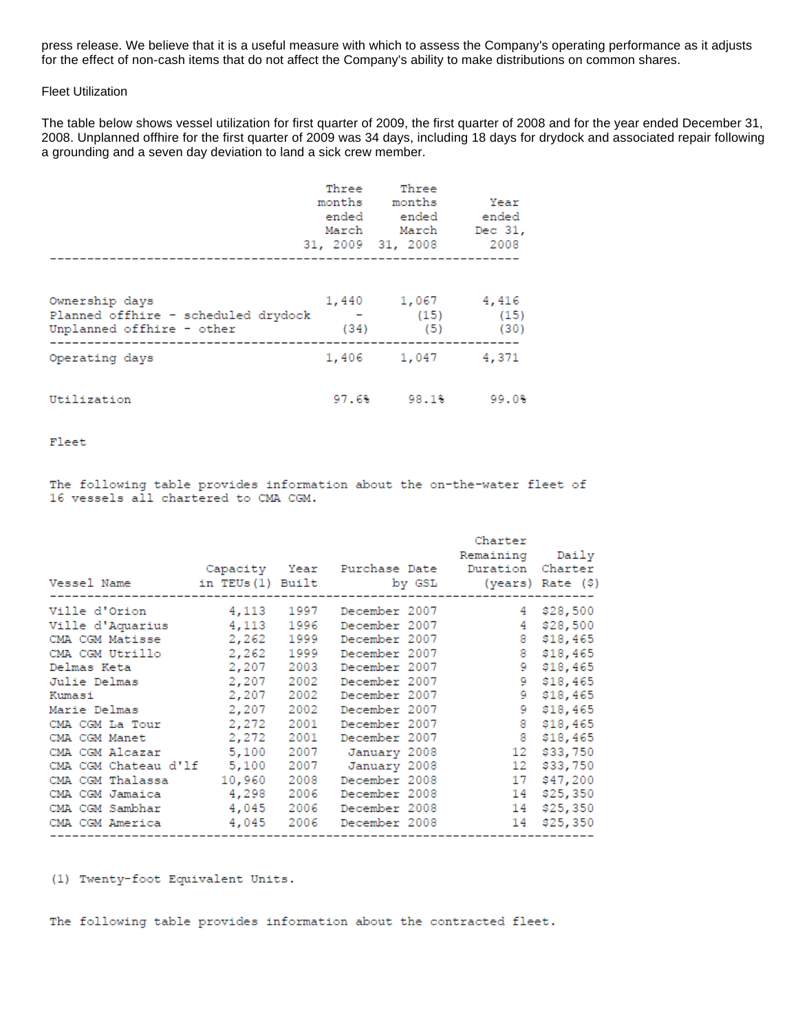press release. We believe that it is a useful measure with which to assess the Company's operating performance as it adjusts for the effect of non-cash items that do not affect the Company's ability to make distributions on common shares.

Fleet Utilization

The table below shows vessel utilization for first quarter of 2009, the first quarter of 2008 and for the year ended December 31, 2008. Unplanned offhire for the first quarter of 2009 was 34 days, including 18 days for drydock and associated repair following a grounding and a seven day deviation to land a sick crew member.

| | Three months ended March 31, 2009 | Three months ended March 31, 2008 | Year ended Dec 31, 2008 |
|---|---|---|---|
| Ownership days | 1,440 | 1,067 | 4,416 |
| Planned offhire - scheduled drydock | - | (15) | (15) |
| Unplanned offhire - other | (34) | (5) | (30) |
| Operating days | 1,406 | 1,047 | 4,371 |
| Utilization | 97.6% | 98.1% | 99.0% |

Fleet

The following table provides information about the on-the-water fleet of 16 vessels all chartered to CMA CGM.

| Vessel Name | Capacity in TEUs (1) | Year Built | Purchase Date by GSL | Charter Remaining Duration (years) | Daily Charter Rate ($) |
|---|---|---|---|---|---|
| Ville d'Orion | 4,113 | 1997 | December 2007 | 4 | $28,500 |
| Ville d'Aquarius | 4,113 | 1996 | December 2007 | 4 | $28,500 |
| CMA CGM Matisse | 2,262 | 1999 | December 2007 | 8 | $18,465 |
| CMA CGM Utrillo | 2,262 | 1999 | December 2007 | 8 | $18,465 |
| Delmas Keta | 2,207 | 2003 | December 2007 | 9 | $18,465 |
| Julie Delmas | 2,207 | 2002 | December 2007 | 9 | $18,465 |
| Kumasi | 2,207 | 2002 | December 2007 | 9 | $18,465 |
| Marie Delmas | 2,207 | 2002 | December 2007 | 9 | $18,465 |
| CMA CGM La Tour | 2,272 | 2001 | December 2007 | 8 | $18,465 |
| CMA CGM Manet | 2,272 | 2001 | December 2007 | 8 | $18,465 |
| CMA CGM Alcazar | 5,100 | 2007 | January 2008 | 12 | $33,750 |
| CMA CGM Chateau d'lf | 5,100 | 2007 | January 2008 | 12 | $33,750 |
| CMA CGM Thalassa | 10,960 | 2008 | December 2008 | 17 | $47,200 |
| CMA CGM Jamaica | 4,298 | 2006 | December 2008 | 14 | $25,350 |
| CMA CGM Sambhar | 4,045 | 2006 | December 2008 | 14 | $25,350 |
| CMA CGM America | 4,045 | 2006 | December 2008 | 14 | $25,350 |

(1) Twenty-foot Equivalent Units.

The following table provides information about the contracted fleet.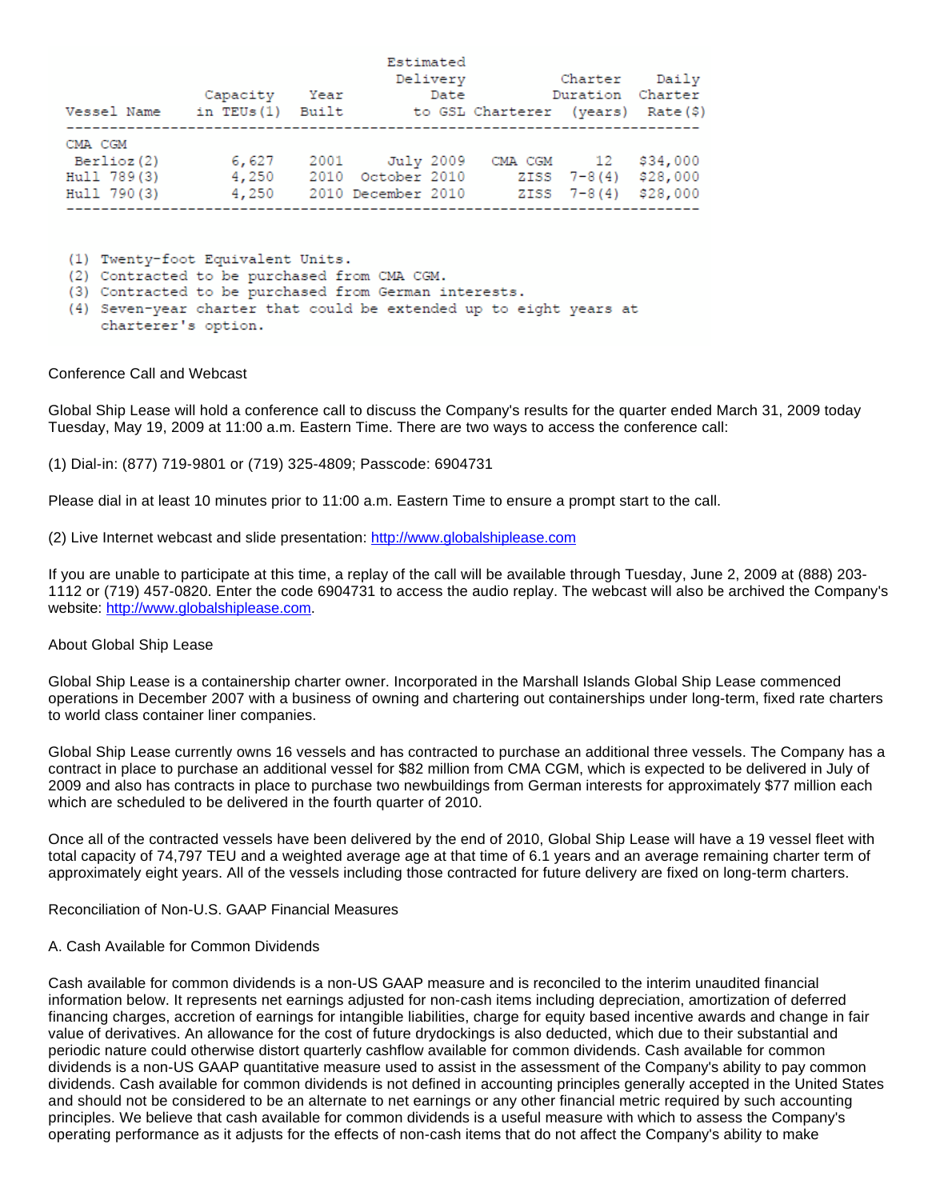| Vessel Name | Capacity in TEUs(1) | Year Built | Estimated Delivery Date to GSL | Charterer | Charter Duration (years) | Daily Charter Rate ($) |
|---|---|---|---|---|---|---|
| CMA CGM Berlioz(2) | 6,627 | 2001 | July 2009 | CMA CGM | 12 | $34,000 |
| Hull 789(3) | 4,250 | 2010 | October 2010 | ZISS | 7-8(4) | $28,000 |
| Hull 790(3) | 4,250 | 2010 | December 2010 | ZISS | 7-8(4) | $28,000 |

(1) Twenty-foot Equivalent Units.
(2) Contracted to be purchased from CMA CGM.
(3) Contracted to be purchased from German interests.
(4) Seven-year charter that could be extended up to eight years at charterer's option.

Conference Call and Webcast

Global Ship Lease will hold a conference call to discuss the Company's results for the quarter ended March 31, 2009 today Tuesday, May 19, 2009 at 11:00 a.m. Eastern Time. There are two ways to access the conference call:

(1) Dial-in: (877) 719-9801 or (719) 325-4809; Passcode: 6904731

Please dial in at least 10 minutes prior to 11:00 a.m. Eastern Time to ensure a prompt start to the call.

(2) Live Internet webcast and slide presentation: http://www.globalshiplease.com

If you are unable to participate at this time, a replay of the call will be available through Tuesday, June 2, 2009 at (888) 203-1112 or (719) 457-0820. Enter the code 6904731 to access the audio replay. The webcast will also be archived the Company's website: http://www.globalshiplease.com.

About Global Ship Lease

Global Ship Lease is a containership charter owner. Incorporated in the Marshall Islands Global Ship Lease commenced operations in December 2007 with a business of owning and chartering out containerships under long-term, fixed rate charters to world class container liner companies.

Global Ship Lease currently owns 16 vessels and has contracted to purchase an additional three vessels. The Company has a contract in place to purchase an additional vessel for $82 million from CMA CGM, which is expected to be delivered in July of 2009 and also has contracts in place to purchase two newbuildings from German interests for approximately $77 million each which are scheduled to be delivered in the fourth quarter of 2010.

Once all of the contracted vessels have been delivered by the end of 2010, Global Ship Lease will have a 19 vessel fleet with total capacity of 74,797 TEU and a weighted average age at that time of 6.1 years and an average remaining charter term of approximately eight years. All of the vessels including those contracted for future delivery are fixed on long-term charters.

Reconciliation of Non-U.S. GAAP Financial Measures

A. Cash Available for Common Dividends

Cash available for common dividends is a non-US GAAP measure and is reconciled to the interim unaudited financial information below. It represents net earnings adjusted for non-cash items including depreciation, amortization of deferred financing charges, accretion of earnings for intangible liabilities, charge for equity based incentive awards and change in fair value of derivatives. An allowance for the cost of future drydockings is also deducted, which due to their substantial and periodic nature could otherwise distort quarterly cashflow available for common dividends. Cash available for common dividends is a non-US GAAP quantitative measure used to assist in the assessment of the Company's ability to pay common dividends. Cash available for common dividends is not defined in accounting principles generally accepted in the United States and should not be considered to be an alternate to net earnings or any other financial metric required by such accounting principles. We believe that cash available for common dividends is a useful measure with which to assess the Company's operating performance as it adjusts for the effects of non-cash items that do not affect the Company's ability to make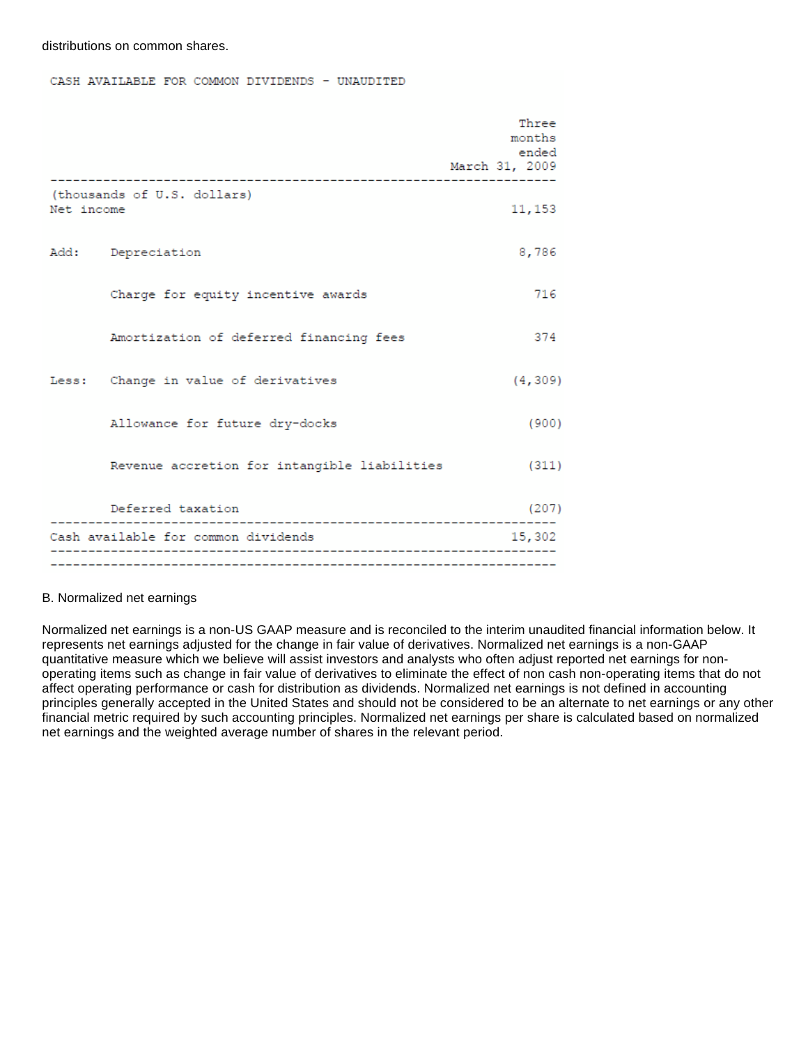distributions on common shares.

CASH AVAILABLE FOR COMMON DIVIDENDS - UNAUDITED

| | | Three months ended March 31, 2009 |
|---|---|---|
| (thousands of U.S. dollars) | | |
| Net income | | 11,153 |
| Add: | Depreciation | 8,786 |
| | Charge for equity incentive awards | 716 |
| | Amortization of deferred financing fees | 374 |
| Less: | Change in value of derivatives | (4,309) |
| | Allowance for future dry-docks | (900) |
| | Revenue accretion for intangible liabilities | (311) |
| | Deferred taxation | (207) |
| Cash available for common dividends | | 15,302 |

B. Normalized net earnings

Normalized net earnings is a non-US GAAP measure and is reconciled to the interim unaudited financial information below. It represents net earnings adjusted for the change in fair value of derivatives. Normalized net earnings is a non-GAAP quantitative measure which we believe will assist investors and analysts who often adjust reported net earnings for non-operating items such as change in fair value of derivatives to eliminate the effect of non cash non-operating items that do not affect operating performance or cash for distribution as dividends. Normalized net earnings is not defined in accounting principles generally accepted in the United States and should not be considered to be an alternate to net earnings or any other financial metric required by such accounting principles. Normalized net earnings per share is calculated based on normalized net earnings and the weighted average number of shares in the relevant period.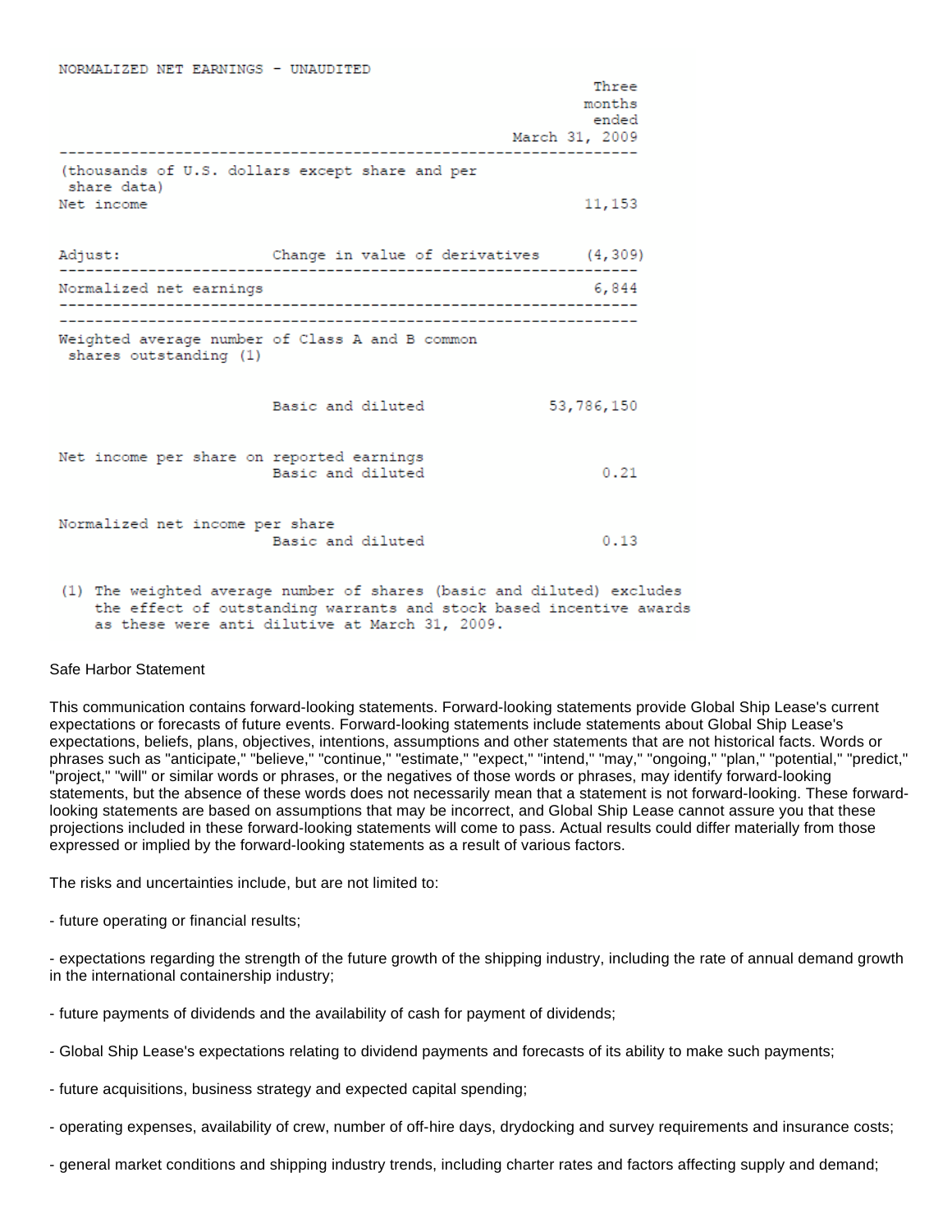NORMALIZED NET EARNINGS - UNAUDITED

| | | Three months ended March 31, 2009 |
|---|---|---|
| (thousands of U.S. dollars except share and per share data) | | |
| Net income | | 11,153 |
| Adjust: | Change in value of derivatives | (4,309) |
| Normalized net earnings | | 6,844 |
| Weighted average number of Class A and B common shares outstanding (1) | | |
| | Basic and diluted | 53,786,150 |
| Net income per share on reported earnings | Basic and diluted | 0.21 |
| Normalized net income per share | Basic and diluted | 0.13 |

(1) The weighted average number of shares (basic and diluted) excludes the effect of outstanding warrants and stock based incentive awards as these were anti dilutive at March 31, 2009.

Safe Harbor Statement

This communication contains forward-looking statements. Forward-looking statements provide Global Ship Lease's current expectations or forecasts of future events. Forward-looking statements include statements about Global Ship Lease's expectations, beliefs, plans, objectives, intentions, assumptions and other statements that are not historical facts. Words or phrases such as "anticipate," "believe," "continue," "estimate," "expect," "intend," "may," "ongoing," "plan," "potential," "predict," "project," "will" or similar words or phrases, or the negatives of those words or phrases, may identify forward-looking statements, but the absence of these words does not necessarily mean that a statement is not forward-looking. These forward-looking statements are based on assumptions that may be incorrect, and Global Ship Lease cannot assure you that these projections included in these forward-looking statements will come to pass. Actual results could differ materially from those expressed or implied by the forward-looking statements as a result of various factors.

The risks and uncertainties include, but are not limited to:

- future operating or financial results;

- expectations regarding the strength of the future growth of the shipping industry, including the rate of annual demand growth in the international containership industry;

- future payments of dividends and the availability of cash for payment of dividends;

- Global Ship Lease's expectations relating to dividend payments and forecasts of its ability to make such payments;

- future acquisitions, business strategy and expected capital spending;

- operating expenses, availability of crew, number of off-hire days, drydocking and survey requirements and insurance costs;

- general market conditions and shipping industry trends, including charter rates and factors affecting supply and demand;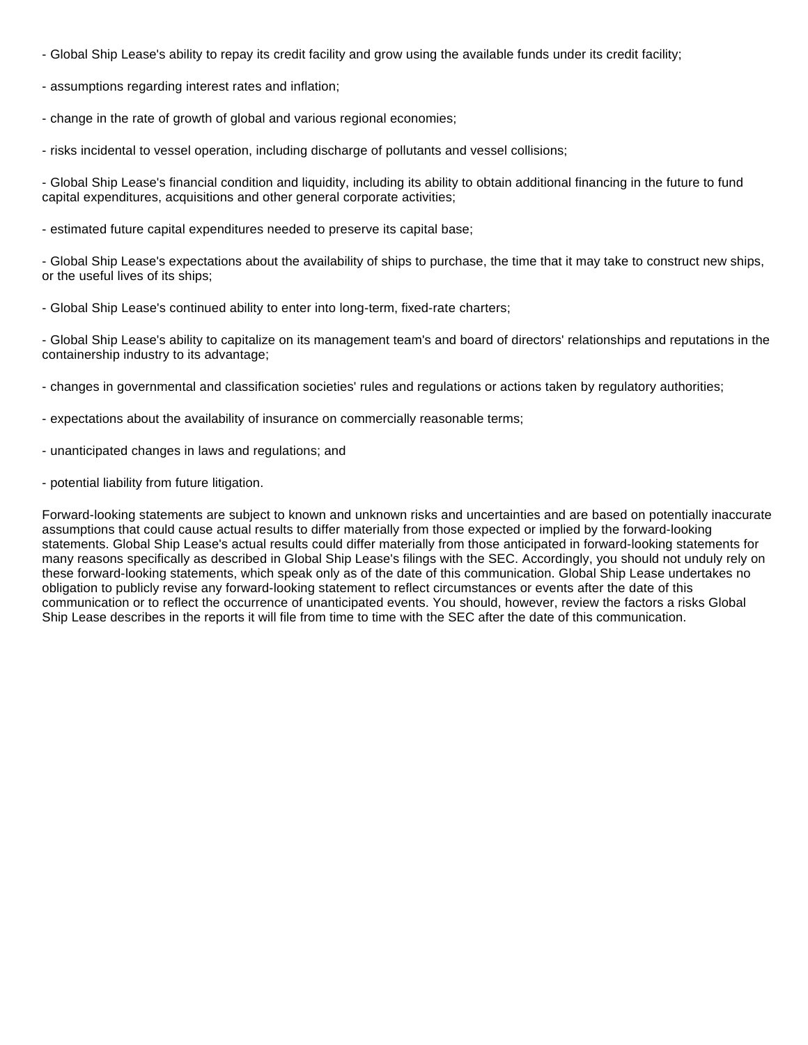- Global Ship Lease's ability to repay its credit facility and grow using the available funds under its credit facility;

- assumptions regarding interest rates and inflation;

- change in the rate of growth of global and various regional economies;

- risks incidental to vessel operation, including discharge of pollutants and vessel collisions;

- Global Ship Lease's financial condition and liquidity, including its ability to obtain additional financing in the future to fund capital expenditures, acquisitions and other general corporate activities;

- estimated future capital expenditures needed to preserve its capital base;

- Global Ship Lease's expectations about the availability of ships to purchase, the time that it may take to construct new ships, or the useful lives of its ships;

- Global Ship Lease's continued ability to enter into long-term, fixed-rate charters;

- Global Ship Lease's ability to capitalize on its management team's and board of directors' relationships and reputations in the containership industry to its advantage;

- changes in governmental and classification societies' rules and regulations or actions taken by regulatory authorities;

- expectations about the availability of insurance on commercially reasonable terms;

- unanticipated changes in laws and regulations; and

- potential liability from future litigation.

Forward-looking statements are subject to known and unknown risks and uncertainties and are based on potentially inaccurate assumptions that could cause actual results to differ materially from those expected or implied by the forward-looking statements. Global Ship Lease's actual results could differ materially from those anticipated in forward-looking statements for many reasons specifically as described in Global Ship Lease's filings with the SEC. Accordingly, you should not unduly rely on these forward-looking statements, which speak only as of the date of this communication. Global Ship Lease undertakes no obligation to publicly revise any forward-looking statement to reflect circumstances or events after the date of this communication or to reflect the occurrence of unanticipated events. You should, however, review the factors a risks Global Ship Lease describes in the reports it will file from time to time with the SEC after the date of this communication.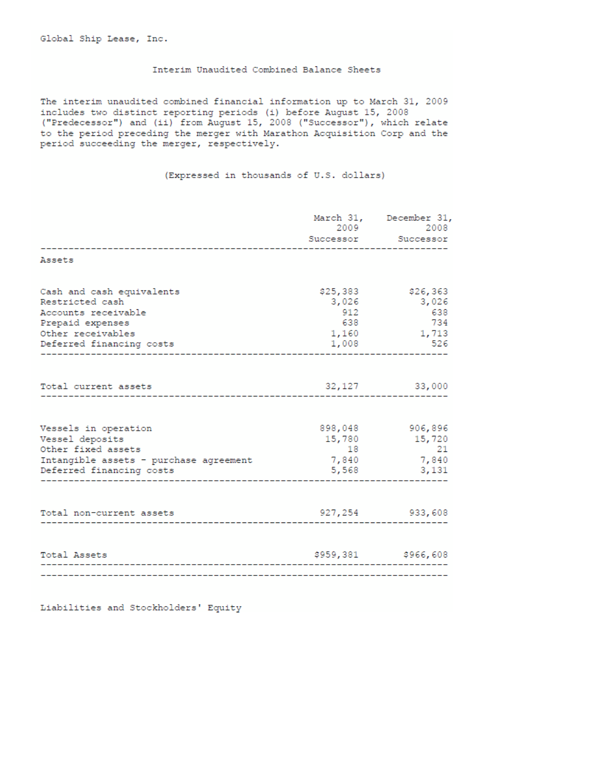Global Ship Lease, Inc.

## Interim Unaudited Combined Balance Sheets

The interim unaudited combined financial information up to March 31, 2009 includes two distinct reporting periods (i) before August 15, 2008 ("Predecessor") and (ii) from August 15, 2008 ("Successor"), which relate to the period preceding the merger with Marathon Acquisition Corp and the period succeeding the merger, respectively.

(Expressed in thousands of U.S. dollars)

| | March 31, 2009 Successor | December 31, 2008 Successor |
|---|---|---|
| **Assets** | | |
| Cash and cash equivalents | $25,383 | $26,363 |
| Restricted cash | 3,026 | 3,026 |
| Accounts receivable | 912 | 638 |
| Prepaid expenses | 638 | 734 |
| Other receivables | 1,160 | 1,713 |
| Deferred financing costs | 1,008 | 526 |
| Total current assets | 32,127 | 33,000 |
| Vessels in operation | 898,048 | 906,896 |
| Vessel deposits | 15,780 | 15,720 |
| Other fixed assets | 18 | 21 |
| Intangible assets - purchase agreement | 7,840 | 7,840 |
| Deferred financing costs | 5,568 | 3,131 |
| Total non-current assets | 927,254 | 933,608 |
| Total Assets | $959,381 | $966,608 |

Liabilities and Stockholders' Equity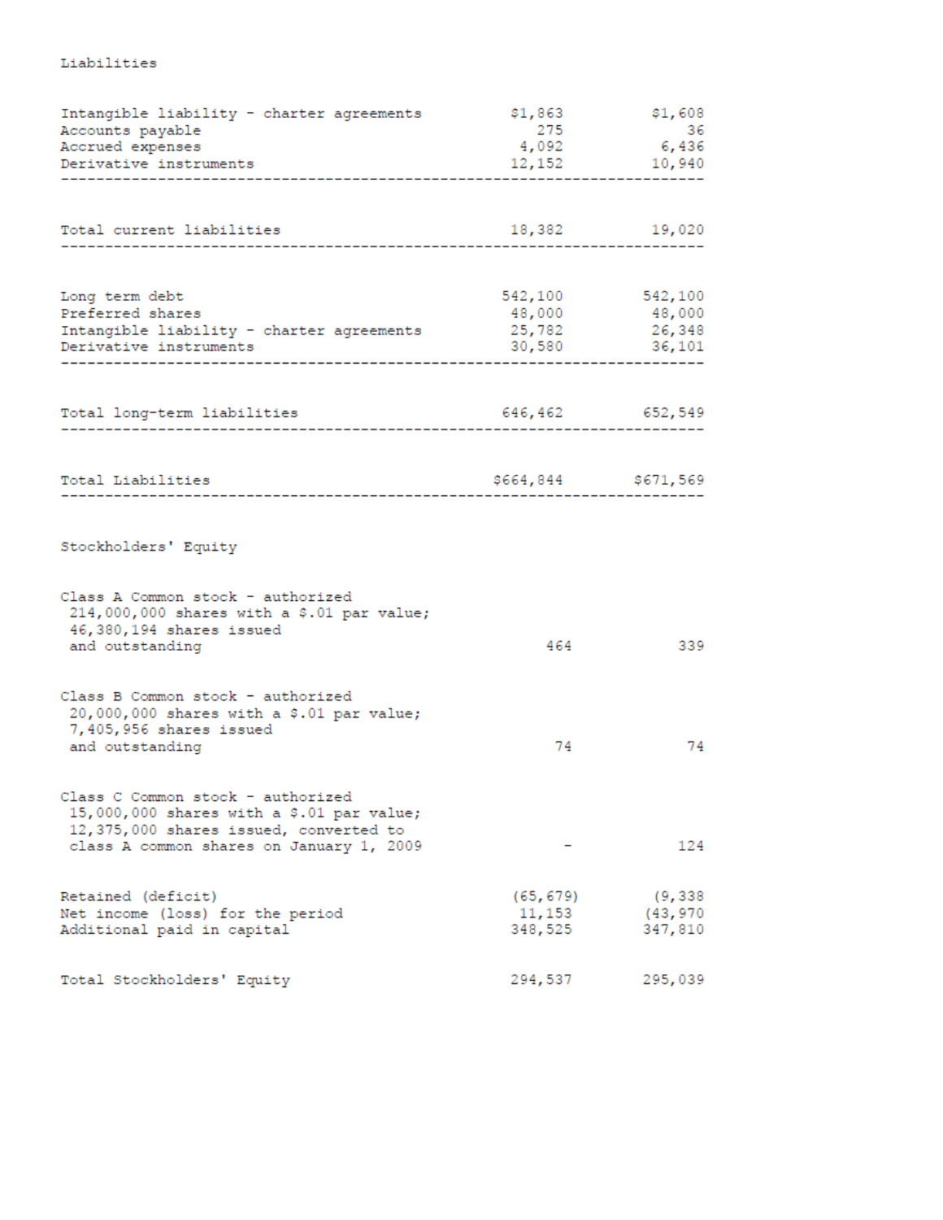Liabilities

| | | |
|---|---|---|
| Intangible liability - charter agreements | $1,863 | $1,608 |
| Accounts payable | 275 | 36 |
| Accrued expenses | 4,092 | 6,436 |
| Derivative instruments | 12,152 | 10,940 |
| Total current liabilities | 18,382 | 19,020 |
| Long term debt | 542,100 | 542,100 |
| Preferred shares | 48,000 | 48,000 |
| Intangible liability - charter agreements | 25,782 | 26,348 |
| Derivative instruments | 30,580 | 36,101 |
| Total long-term liabilities | 646,462 | 652,549 |
| Total Liabilities | $664,844 | $671,569 |

Stockholders' Equity

| | | |
|---|---|---|
| Class A Common stock - authorized 214,000,000 shares with a $.01 par value; 46,380,194 shares issued and outstanding | 464 | 339 |
| Class B Common stock - authorized 20,000,000 shares with a $.01 par value; 7,405,956 shares issued and outstanding | 74 | 74 |
| Class C Common stock - authorized 15,000,000 shares with a $.01 par value; 12,375,000 shares issued, converted to class A common shares on January 1, 2009 | - | 124 |
| Retained (deficit) | (65,679) | (9,338 |
| Net income (loss) for the period | 11,153 | (43,970 |
| Additional paid in capital | 348,525 | 347,810 |
| Total Stockholders' Equity | 294,537 | 295,039 |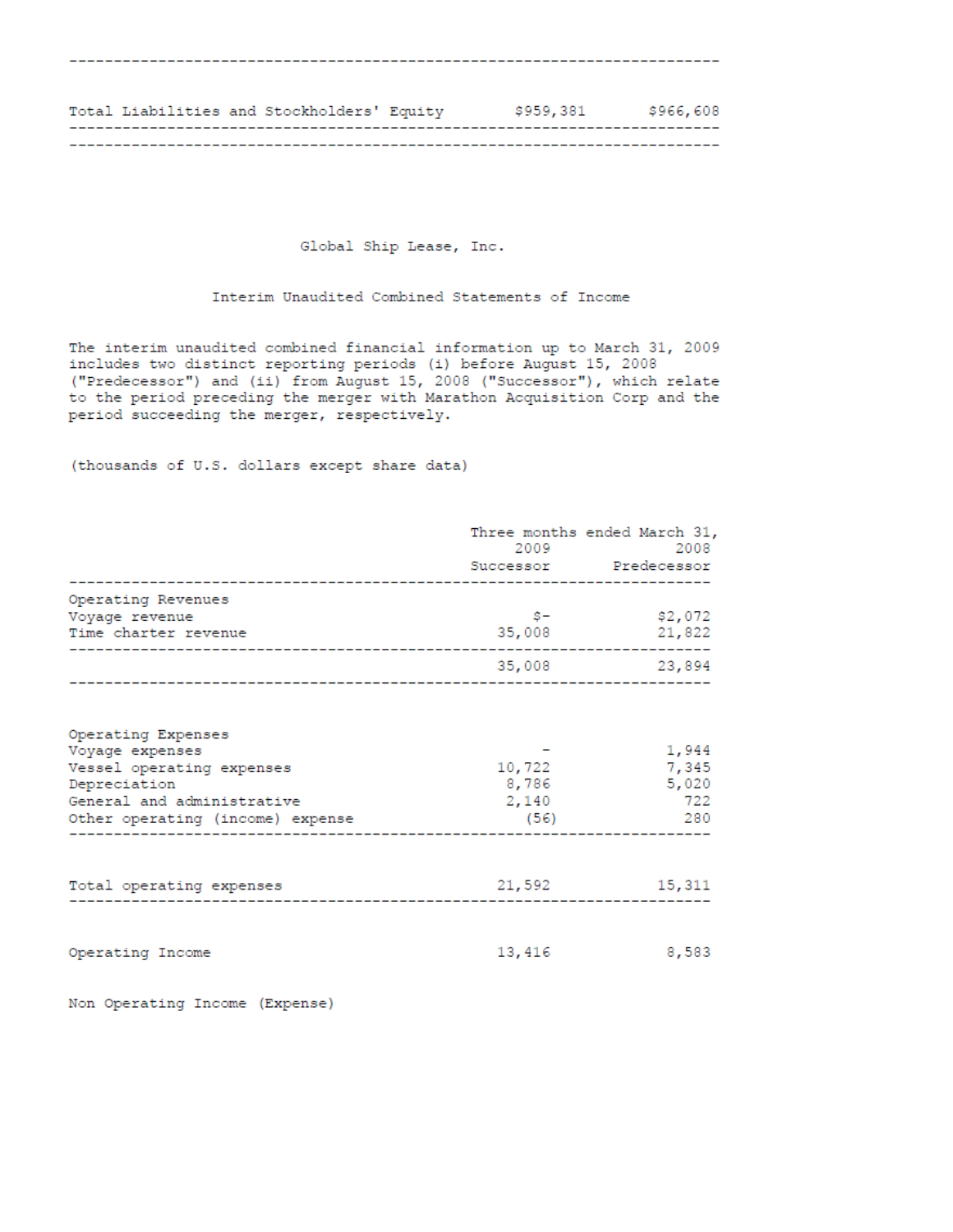| | | |
|---|---|---|
| Total Liabilities and Stockholders' Equity | $959,381 | $966,608 |

## Global Ship Lease, Inc.

### Interim Unaudited Combined Statements of Income

The interim unaudited combined financial information up to March 31, 2009 includes two distinct reporting periods (i) before August 15, 2008 ("Predecessor") and (ii) from August 15, 2008 ("Successor"), which relate to the period preceding the merger with Marathon Acquisition Corp and the period succeeding the merger, respectively.

(thousands of U.S. dollars except share data)

| | Three months ended March 31, 2009 | 2008 |
|---|---|---|
| | Successor | Predecessor |
| **Operating Revenues** | | |
| Voyage revenue | $- | $2,072 |
| Time charter revenue | 35,008 | 21,822 |
| | 35,008 | 23,894 |
| **Operating Expenses** | | |
| Voyage expenses | - | 1,944 |
| Vessel operating expenses | 10,722 | 7,345 |
| Depreciation | 8,786 | 5,020 |
| General and administrative | 2,140 | 722 |
| Other operating (income) expense | (56) | 280 |
| Total operating expenses | 21,592 | 15,311 |
| Operating Income | 13,416 | 8,583 |
| Non Operating Income (Expense) | | |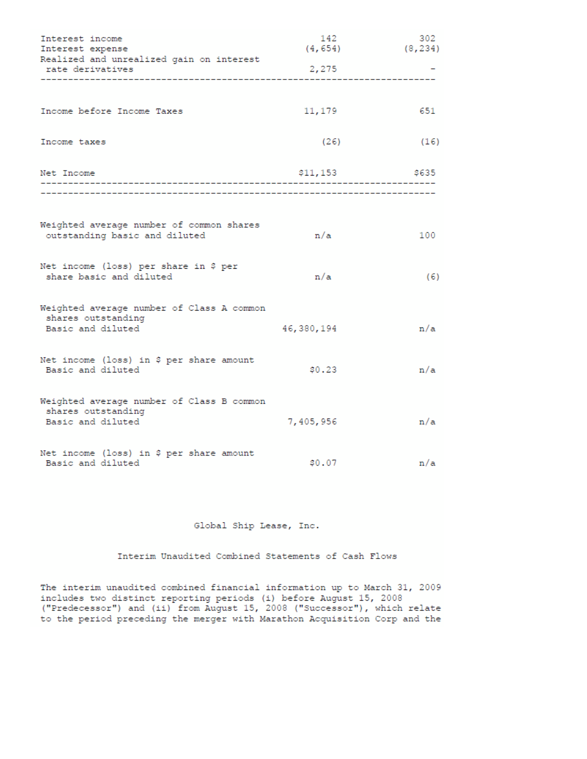| | | |
|---|---|---|
| Interest income | 142 | 302 |
| Interest expense | (4,654) | (8,234) |
| Realized and unrealized gain on interest rate derivatives | 2,275 | - |
| Income before Income Taxes | 11,179 | 651 |
| Income taxes | (26) | (16) |
| Net Income | $11,153 | $635 |
| Weighted average number of common shares outstanding basic and diluted | n/a | 100 |
| Net income (loss) per share in $ per share basic and diluted | n/a | (6) |
| Weighted average number of Class A common shares outstanding Basic and diluted | 46,380,194 | n/a |
| Net income (loss) in $ per share amount Basic and diluted | $0.23 | n/a |
| Weighted average number of Class B common shares outstanding Basic and diluted | 7,405,956 | n/a |
| Net income (loss) in $ per share amount Basic and diluted | $0.07 | n/a |

Global Ship Lease, Inc.

Interim Unaudited Combined Statements of Cash Flows

The interim unaudited combined financial information up to March 31, 2009 includes two distinct reporting periods (i) before August 15, 2008 ("Predecessor") and (ii) from August 15, 2008 ("Successor"), which relate to the period preceding the merger with Marathon Acquisition Corp and the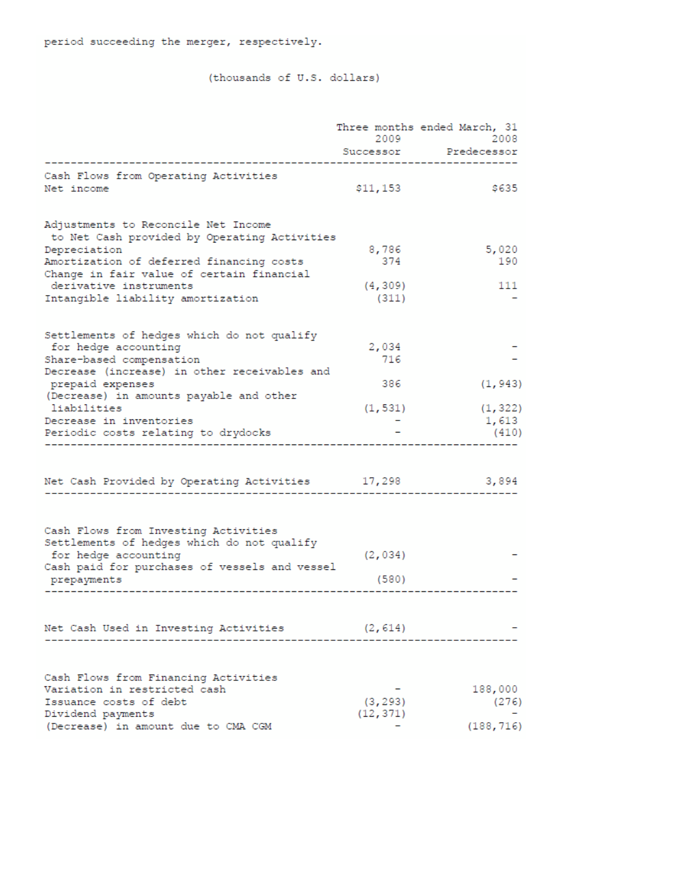period succeeding the merger, respectively.

(thousands of U.S. dollars)

| | Three months ended March, 31 | |
|---|---|---|
| | 2009 | 2008 |
| | Successor | Predecessor |
| **Cash Flows from Operating Activities** | | |
| Net income | $11,153 | $635 |
| **Adjustments to Reconcile Net Income to Net Cash provided by Operating Activities** | | |
| Depreciation | 8,786 | 5,020 |
| Amortization of deferred financing costs | 374 | 190 |
| Change in fair value of certain financial derivative instruments | (4,309) | 111 |
| Intangible liability amortization | (311) | - |
| Settlements of hedges which do not qualify for hedge accounting | 2,034 | - |
| Share-based compensation | 716 | - |
| Decrease (increase) in other receivables and prepaid expenses | 386 | (1,943) |
| (Decrease) in amounts payable and other liabilities | (1,531) | (1,322) |
| Decrease in inventories | - | 1,613 |
| Periodic costs relating to drydocks | - | (410) |
| Net Cash Provided by Operating Activities | 17,298 | 3,894 |
| **Cash Flows from Investing Activities** | | |
| Settlements of hedges which do not qualify for hedge accounting | (2,034) | - |
| Cash paid for purchases of vessels and vessel prepayments | (580) | - |
| Net Cash Used in Investing Activities | (2,614) | - |
| **Cash Flows from Financing Activities** | | |
| Variation in restricted cash | - | 188,000 |
| Issuance costs of debt | (3,293) | (276) |
| Dividend payments | (12,371) | - |
| (Decrease) in amount due to CMA CGM | - | (188,716) |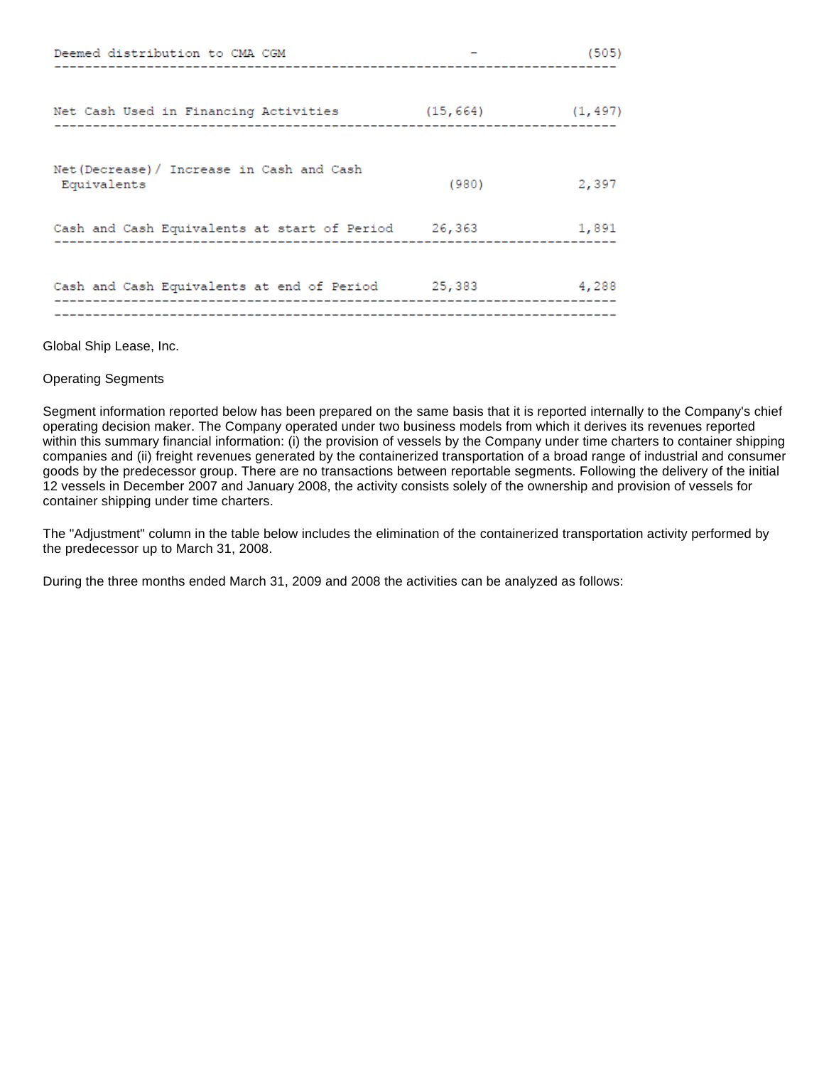| | | |
|---|---|---|
| Deemed distribution to CMA CGM | - | (505) |
| Net Cash Used in Financing Activities | (15,664) | (1,497) |
| Net(Decrease)/ Increase in Cash and Cash Equivalents | (980) | 2,397 |
| Cash and Cash Equivalents at start of Period | 26,363 | 1,891 |
| Cash and Cash Equivalents at end of Period | 25,383 | 4,288 |

Global Ship Lease, Inc.

Operating Segments

Segment information reported below has been prepared on the same basis that it is reported internally to the Company's chief operating decision maker. The Company operated under two business models from which it derives its revenues reported within this summary financial information: (i) the provision of vessels by the Company under time charters to container shipping companies and (ii) freight revenues generated by the containerized transportation of a broad range of industrial and consumer goods by the predecessor group. There are no transactions between reportable segments. Following the delivery of the initial 12 vessels in December 2007 and January 2008, the activity consists solely of the ownership and provision of vessels for container shipping under time charters.

The "Adjustment" column in the table below includes the elimination of the containerized transportation activity performed by the predecessor up to March 31, 2008.

During the three months ended March 31, 2009 and 2008 the activities can be analyzed as follows: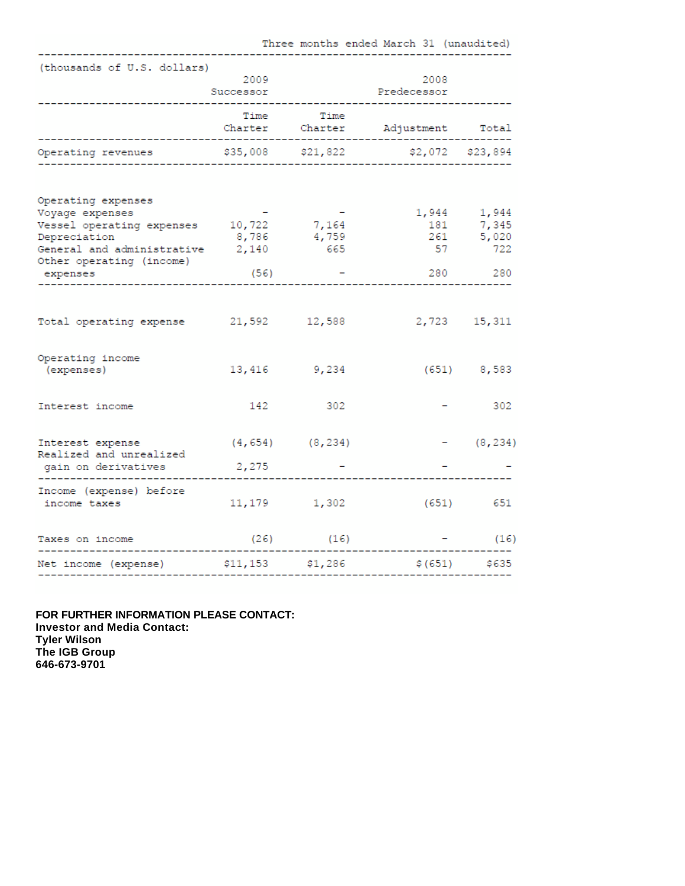| (thousands of U.S. dollars) | Three months ended March 31 (unaudited) | | | |
|---|---|---|---|---|
| | 2009 Successor | 2008 Predecessor | | |
| | Time Charter | Time Charter | Adjustment | Total |
| Operating revenues | $35,008 | $21,822 | $2,072 | $23,894 |
| Operating expenses | | | | |
| Voyage expenses | - | - | 1,944 | 1,944 |
| Vessel operating expenses | 10,722 | 7,164 | 181 | 7,345 |
| Depreciation | 8,786 | 4,759 | 261 | 5,020 |
| General and administrative | 2,140 | 665 | 57 | 722 |
| Other operating (income) expenses | (56) | - | 280 | 280 |
| Total operating expense | 21,592 | 12,588 | 2,723 | 15,311 |
| Operating income (expenses) | 13,416 | 9,234 | (651) | 8,583 |
| Interest income | 142 | 302 | - | 302 |
| Interest expense | (4,654) | (8,234) | - | (8,234) |
| Realized and unrealized gain on derivatives | 2,275 | - | - | - |
| Income (expense) before income taxes | 11,179 | 1,302 | (651) | 651 |
| Taxes on income | (26) | (16) | - | (16) |
| Net income (expense) | $11,153 | $1,286 | $(651) | $635 |

**FOR FURTHER INFORMATION PLEASE CONTACT:**
**Investor and Media Contact:**
**Tyler Wilson**
**The IGB Group**
**646-673-9701**